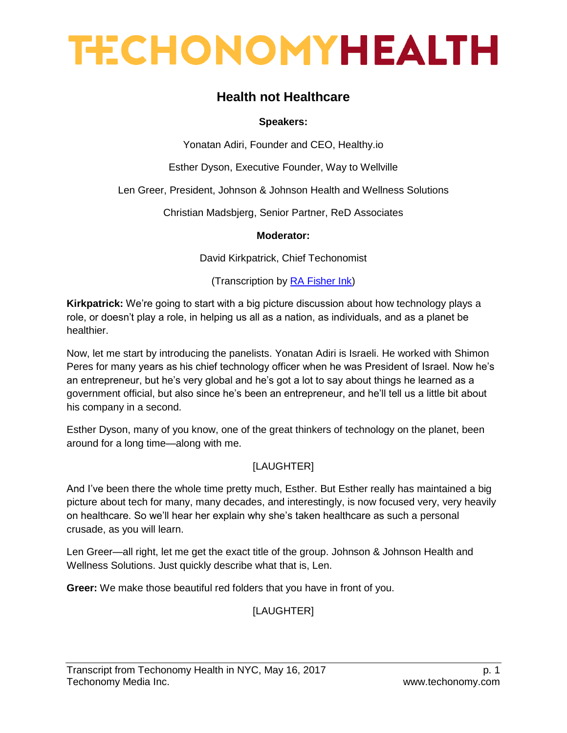# TECHONOMYHEALTH

## Health not Healthcare

**Speakers:**

Yonatan Adiri, Founder and CEO, Healthy.io

Esther Dyson, Executive Founder, Way to Wellville

Len Greer, President, Johnson & Johnson Health and Wellness Solutions

Christian Madsbjerg, Senior Partner, ReD Associates

**Moderator:**

David Kirkpatrick, Chief Techonomist

(Transcription by RA Fisher Ink)

**Kirkpatrick:** We're going to start with a big picture discussion about how technology plays a role, or doesn't play a role, in helping us all as a nation, as individuals, and as a planet be healthier.

Now, let me start by introducing the panelists. Yonatan Adiri is Israeli. He worked with Shimon Peres for many years as his chief technology officer when he was President of Israel. Now he's an entrepreneur, but he's very global and he's got a lot to say about things he learned as a government official, but also since he's been an entrepreneur, and he'll tell us a little bit about his company in a second.

Esther Dyson, many of you know, one of the great thinkers of technology on the planet, been around for a long time—along with me.

[LAUGHTER]

And I've been there the whole time pretty much, Esther. But Esther really has maintained a big picture about tech for many, many decades, and interestingly, is now focused very, very heavily on healthcare. So we'll hear her explain why she's taken healthcare as such a personal crusade, as you will learn.

Len Greer—all right, let me get the exact title of the group. Johnson & Johnson Health and Wellness Solutions. Just quickly describe what that is, Len.

**Greer:** We make those beautiful red folders that you have in front of you.

[LAUGHTER]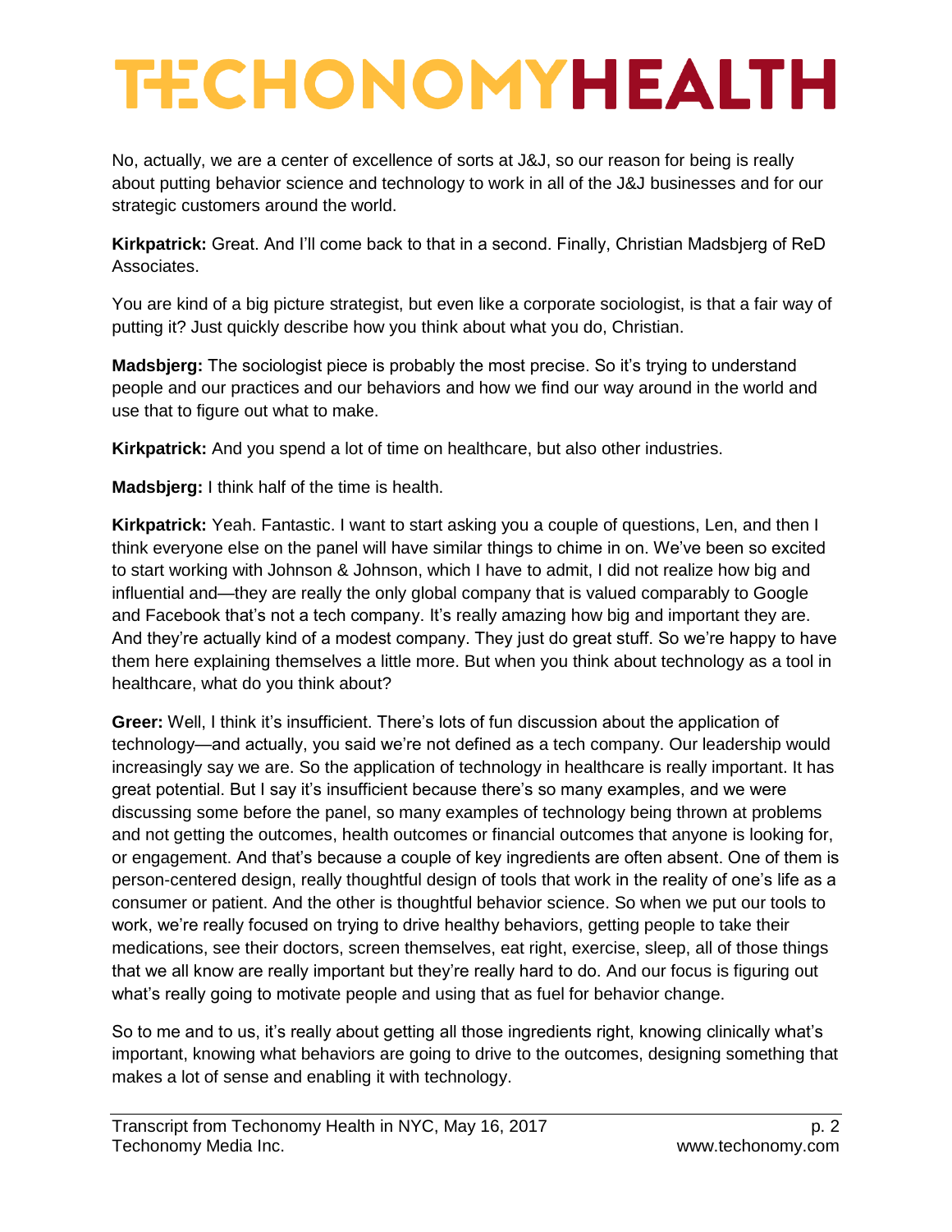No, actually, we are a center of excellence of sorts at J&J, so our reason for being is really about putting behavior science and technology to work in all of the J&J businesses and for our strategic customers around the world.

**Kirkpatrick:** Great. And I'll come back to that in a second. Finally, Christian Madsbjerg of ReD Associates.

You are kind of a big picture strategist, but even like a corporate sociologist, is that a fair way of putting it? Just quickly describe how you think about what you do, Christian.

**Madsbjerg:** The sociologist piece is probably the most precise. So it's trying to understand people and our practices and our behaviors and how we find our way around in the world and use that to figure out what to make.

**Kirkpatrick:** And you spend a lot of time on healthcare, but also other industries.

**Madsbjerg:** I think half of the time is health.

**Kirkpatrick:** Yeah. Fantastic. I want to start asking you a couple of questions, Len, and then I think everyone else on the panel will have similar things to chime in on. We've been so excited to start working with Johnson & Johnson, which I have to admit, I did not realize how big and influential and—they are really the only global company that is valued comparably to Google and Facebook that's not a tech company. It's really amazing how big and important they are. And they're actually kind of a modest company. They just do great stuff. So we're happy to have them here explaining themselves a little more. But when you think about technology as a tool in healthcare, what do you think about?

**Greer:** Well, I think it's insufficient. There's lots of fun discussion about the application of technology—and actually, you said we're not defined as a tech company. Our leadership would increasingly say we are. So the application of technology in healthcare is really important. It has great potential. But I say it's insufficient because there's so many examples, and we were discussing some before the panel, so many examples of technology being thrown at problems and not getting the outcomes, health outcomes or financial outcomes that anyone is looking for, or engagement. And that's because a couple of key ingredients are often absent. One of them is person-centered design, really thoughtful design of tools that work in the reality of one's life as a consumer or patient. And the other is thoughtful behavior science. So when we put our tools to work, we're really focused on trying to drive healthy behaviors, getting people to take their medications, see their doctors, screen themselves, eat right, exercise, sleep, all of those things that we all know are really important but they're really hard to do. And our focus is figuring out what's really going to motivate people and using that as fuel for behavior change.

So to me and to us, it's really about getting all those ingredients right, knowing clinically what's important, knowing what behaviors are going to drive to the outcomes, designing something that makes a lot of sense and enabling it with technology.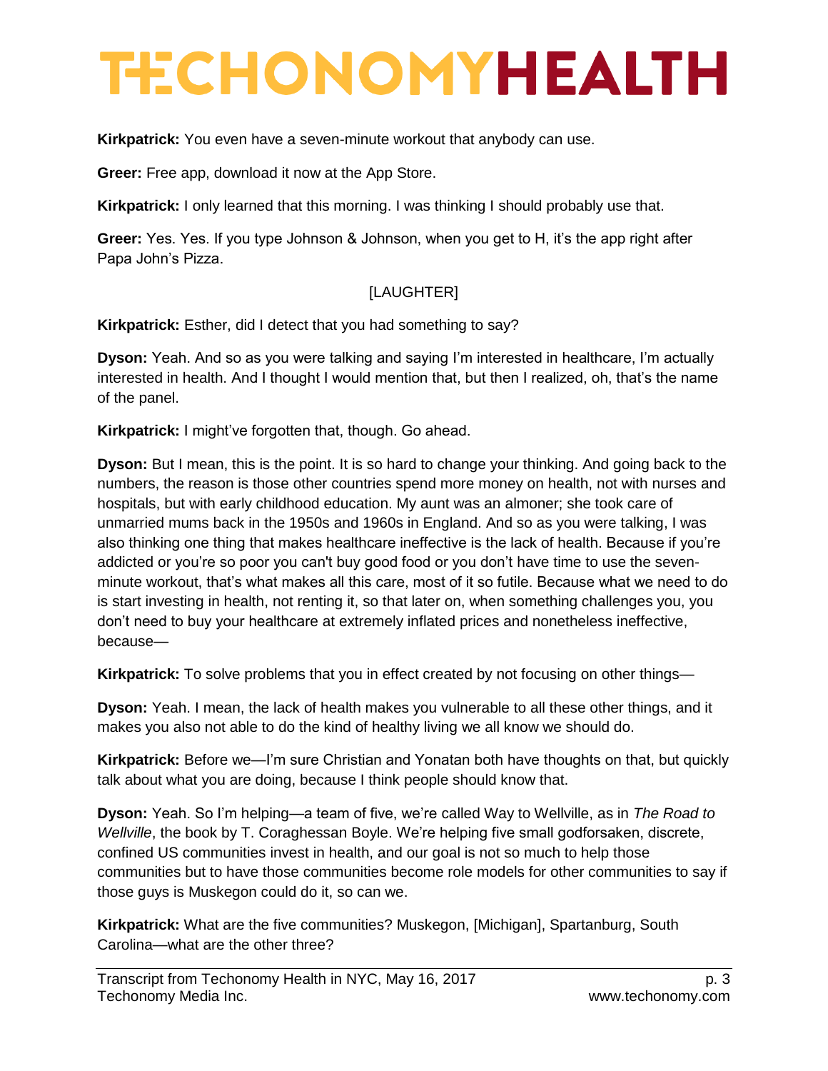**Kirkpatrick:** You even have a seven-minute workout that anybody can use.

**Greer:** Free app, download it now at the App Store.

**Kirkpatrick:** I only learned that this morning. I was thinking I should probably use that.

**Greer:** Yes. Yes. If you type Johnson & Johnson, when you get to H, it's the app right after Papa John's Pizza.

[LAUGHTER]

**Kirkpatrick:** Esther, did I detect that you had something to say?

**Dyson:** Yeah. And so as you were talking and saying I'm interested in healthcare, I'm actually interested in health. And I thought I would mention that, but then I realized, oh, that's the name of the panel.

**Kirkpatrick:** I might've forgotten that, though. Go ahead.

**Dyson:** But I mean, this is the point. It is so hard to change your thinking. And going back to the numbers, the reason is those other countries spend more money on health, not with nurses and hospitals, but with early childhood education. My aunt was an almoner; she took care of unmarried mums back in the 1950s and 1960s in England. And so as you were talking, I was also thinking one thing that makes healthcare ineffective is the lack of health. Because if you're addicted or you're so poor you can't buy good food or you don't have time to use the seven-minute workout, that's what makes all this care, most of it so futile. Because what we need to do is start investing in health, not renting it, so that later on, when something challenges you, you don't need to buy your healthcare at extremely inflated prices and nonetheless ineffective, because—

**Kirkpatrick:** To solve problems that you in effect created by not focusing on other things—

**Dyson:** Yeah. I mean, the lack of health makes you vulnerable to all these other things, and it makes you also not able to do the kind of healthy living we all know we should do.

**Kirkpatrick:** Before we—I'm sure Christian and Yonatan both have thoughts on that, but quickly talk about what you are doing, because I think people should know that.

**Dyson:** Yeah. So I'm helping—a team of five, we're called Way to Wellville, as in *The Road to Wellville*, the book by T. Coraghessan Boyle. We're helping five small godforsaken, discrete, confined US communities invest in health, and our goal is not so much to help those communities but to have those communities become role models for other communities to say if those guys is Muskegon could do it, so can we.

**Kirkpatrick:** What are the five communities? Muskegon, [Michigan], Spartanburg, South Carolina—what are the other three?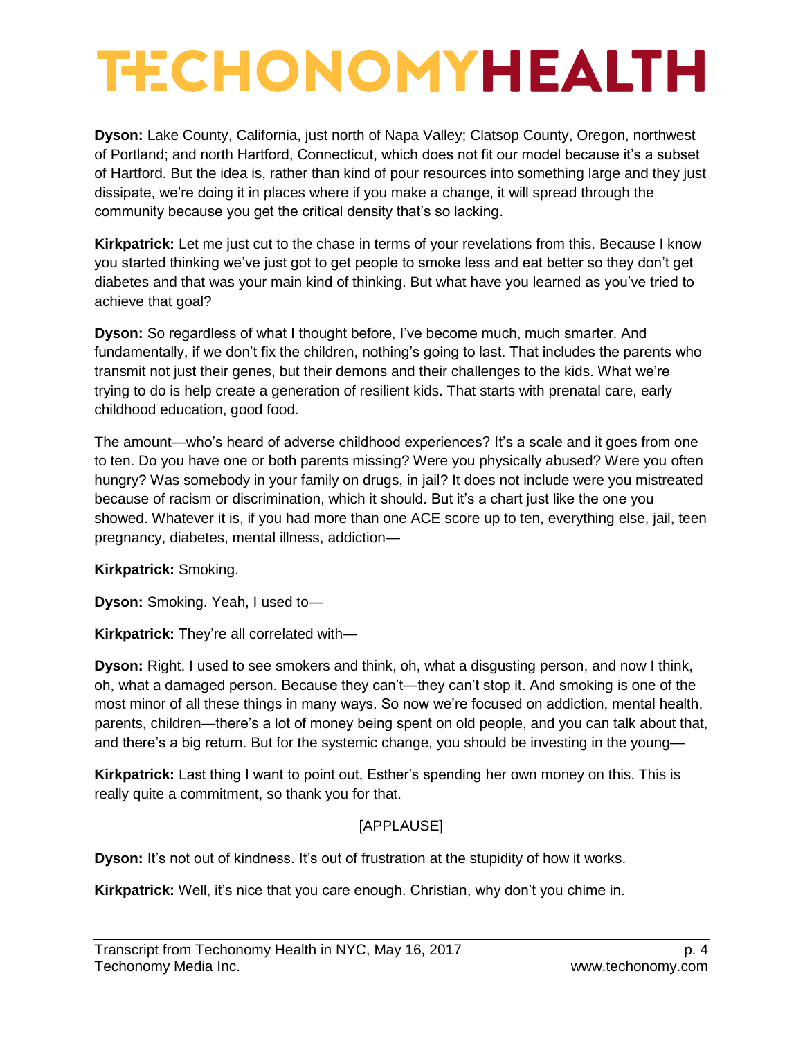**Dyson:** Lake County, California, just north of Napa Valley; Clatsop County, Oregon, northwest of Portland; and north Hartford, Connecticut, which does not fit our model because it's a subset of Hartford. But the idea is, rather than kind of pour resources into something large and they just dissipate, we're doing it in places where if you make a change, it will spread through the community because you get the critical density that's so lacking.

**Kirkpatrick:** Let me just cut to the chase in terms of your revelations from this. Because I know you started thinking we've just got to get people to smoke less and eat better so they don't get diabetes and that was your main kind of thinking. But what have you learned as you've tried to achieve that goal?

**Dyson:** So regardless of what I thought before, I've become much, much smarter. And fundamentally, if we don't fix the children, nothing's going to last. That includes the parents who transmit not just their genes, but their demons and their challenges to the kids. What we're trying to do is help create a generation of resilient kids. That starts with prenatal care, early childhood education, good food.

The amount—who's heard of adverse childhood experiences? It's a scale and it goes from one to ten. Do you have one or both parents missing? Were you physically abused? Were you often hungry? Was somebody in your family on drugs, in jail? It does not include were you mistreated because of racism or discrimination, which it should. But it's a chart just like the one you showed. Whatever it is, if you had more than one ACE score up to ten, everything else, jail, teen pregnancy, diabetes, mental illness, addiction—

**Kirkpatrick:** Smoking.

**Dyson:** Smoking. Yeah, I used to—

**Kirkpatrick:** They're all correlated with—

**Dyson:** Right. I used to see smokers and think, oh, what a disgusting person, and now I think, oh, what a damaged person. Because they can't—they can't stop it. And smoking is one of the most minor of all these things in many ways. So now we're focused on addiction, mental health, parents, children—there's a lot of money being spent on old people, and you can talk about that, and there's a big return. But for the systemic change, you should be investing in the young—

**Kirkpatrick:** Last thing I want to point out, Esther's spending her own money on this. This is really quite a commitment, so thank you for that.

[APPLAUSE]

**Dyson:** It's not out of kindness. It's out of frustration at the stupidity of how it works.

**Kirkpatrick:** Well, it's nice that you care enough. Christian, why don't you chime in.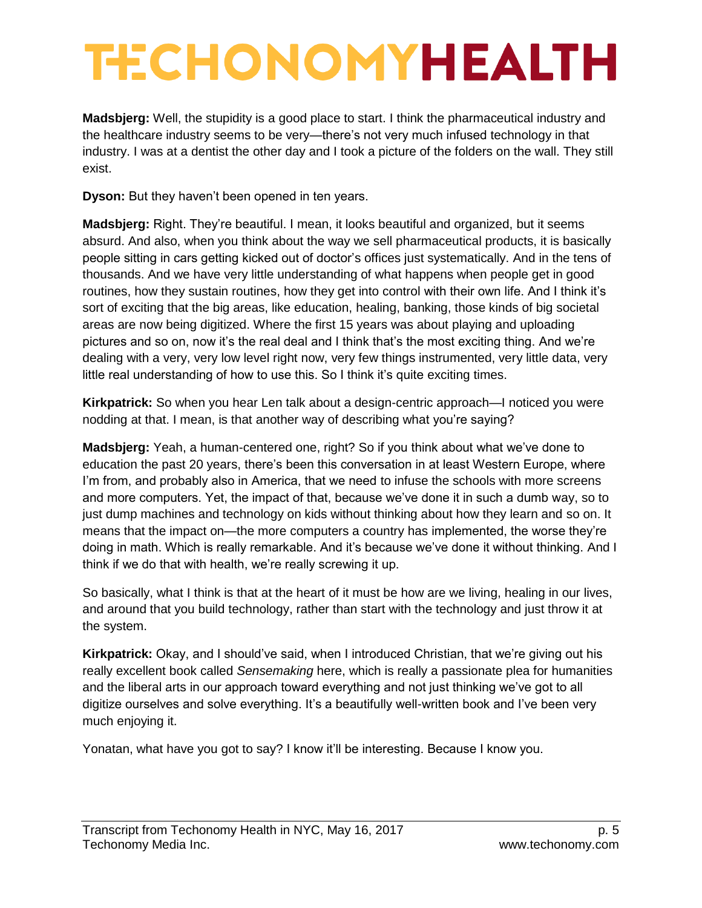**Madsbjerg:** Well, the stupidity is a good place to start. I think the pharmaceutical industry and the healthcare industry seems to be very—there's not very much infused technology in that industry. I was at a dentist the other day and I took a picture of the folders on the wall. They still exist.

**Dyson:** But they haven't been opened in ten years.

**Madsbjerg:** Right. They're beautiful. I mean, it looks beautiful and organized, but it seems absurd. And also, when you think about the way we sell pharmaceutical products, it is basically people sitting in cars getting kicked out of doctor's offices just systematically. And in the tens of thousands. And we have very little understanding of what happens when people get in good routines, how they sustain routines, how they get into control with their own life. And I think it's sort of exciting that the big areas, like education, healing, banking, those kinds of big societal areas are now being digitized. Where the first 15 years was about playing and uploading pictures and so on, now it's the real deal and I think that's the most exciting thing. And we're dealing with a very, very low level right now, very few things instrumented, very little data, very little real understanding of how to use this. So I think it's quite exciting times.

**Kirkpatrick:** So when you hear Len talk about a design-centric approach—I noticed you were nodding at that. I mean, is that another way of describing what you're saying?

**Madsbjerg:** Yeah, a human-centered one, right? So if you think about what we've done to education the past 20 years, there's been this conversation in at least Western Europe, where I'm from, and probably also in America, that we need to infuse the schools with more screens and more computers. Yet, the impact of that, because we've done it in such a dumb way, so to just dump machines and technology on kids without thinking about how they learn and so on. It means that the impact on—the more computers a country has implemented, the worse they're doing in math. Which is really remarkable. And it's because we've done it without thinking. And I think if we do that with health, we're really screwing it up.

So basically, what I think is that at the heart of it must be how are we living, healing in our lives, and around that you build technology, rather than start with the technology and just throw it at the system.

**Kirkpatrick:** Okay, and I should've said, when I introduced Christian, that we're giving out his really excellent book called *Sensemaking* here, which is really a passionate plea for humanities and the liberal arts in our approach toward everything and not just thinking we've got to all digitize ourselves and solve everything. It's a beautifully well-written book and I've been very much enjoying it.

Yonatan, what have you got to say? I know it'll be interesting. Because I know you.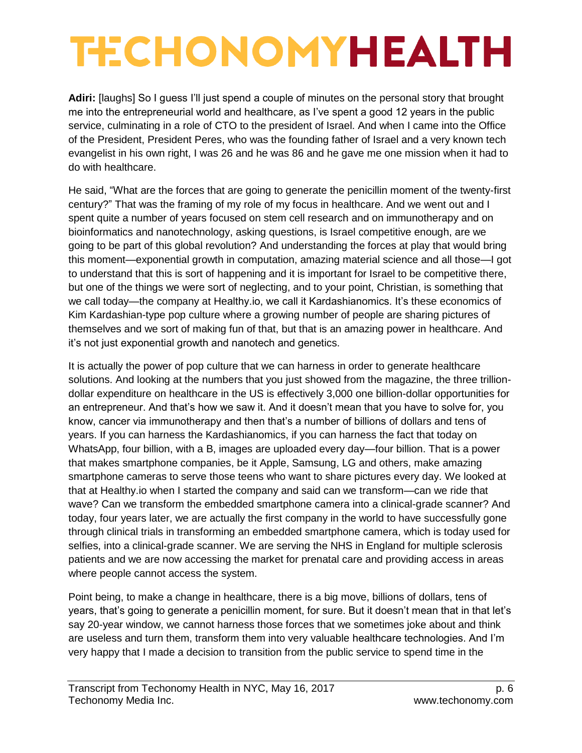**Adiri:** [laughs] So I guess I'll just spend a couple of minutes on the personal story that brought me into the entrepreneurial world and healthcare, as I've spent a good 12 years in the public service, culminating in a role of CTO to the president of Israel. And when I came into the Office of the President, President Peres, who was the founding father of Israel and a very known tech evangelist in his own right, I was 26 and he was 86 and he gave me one mission when it had to do with healthcare.

He said, "What are the forces that are going to generate the penicillin moment of the twenty-first century?" That was the framing of my role of my focus in healthcare. And we went out and I spent quite a number of years focused on stem cell research and on immunotherapy and on bioinformatics and nanotechnology, asking questions, is Israel competitive enough, are we going to be part of this global revolution? And understanding the forces at play that would bring this moment—exponential growth in computation, amazing material science and all those—I got to understand that this is sort of happening and it is important for Israel to be competitive there, but one of the things we were sort of neglecting, and to your point, Christian, is something that we call today—the company at Healthy.io, we call it Kardashianomics. It's these economics of Kim Kardashian-type pop culture where a growing number of people are sharing pictures of themselves and we sort of making fun of that, but that is an amazing power in healthcare. And it's not just exponential growth and nanotech and genetics.

It is actually the power of pop culture that we can harness in order to generate healthcare solutions. And looking at the numbers that you just showed from the magazine, the three trillion-dollar expenditure on healthcare in the US is effectively 3,000 one billion-dollar opportunities for an entrepreneur. And that's how we saw it. And it doesn't mean that you have to solve for, you know, cancer via immunotherapy and then that's a number of billions of dollars and tens of years. If you can harness the Kardashianomics, if you can harness the fact that today on WhatsApp, four billion, with a B, images are uploaded every day—four billion. That is a power that makes smartphone companies, be it Apple, Samsung, LG and others, make amazing smartphone cameras to serve those teens who want to share pictures every day. We looked at that at Healthy.io when I started the company and said can we transform—can we ride that wave? Can we transform the embedded smartphone camera into a clinical-grade scanner? And today, four years later, we are actually the first company in the world to have successfully gone through clinical trials in transforming an embedded smartphone camera, which is today used for selfies, into a clinical-grade scanner. We are serving the NHS in England for multiple sclerosis patients and we are now accessing the market for prenatal care and providing access in areas where people cannot access the system.

Point being, to make a change in healthcare, there is a big move, billions of dollars, tens of years, that's going to generate a penicillin moment, for sure. But it doesn't mean that in that let's say 20-year window, we cannot harness those forces that we sometimes joke about and think are useless and turn them, transform them into very valuable healthcare technologies. And I'm very happy that I made a decision to transition from the public service to spend time in the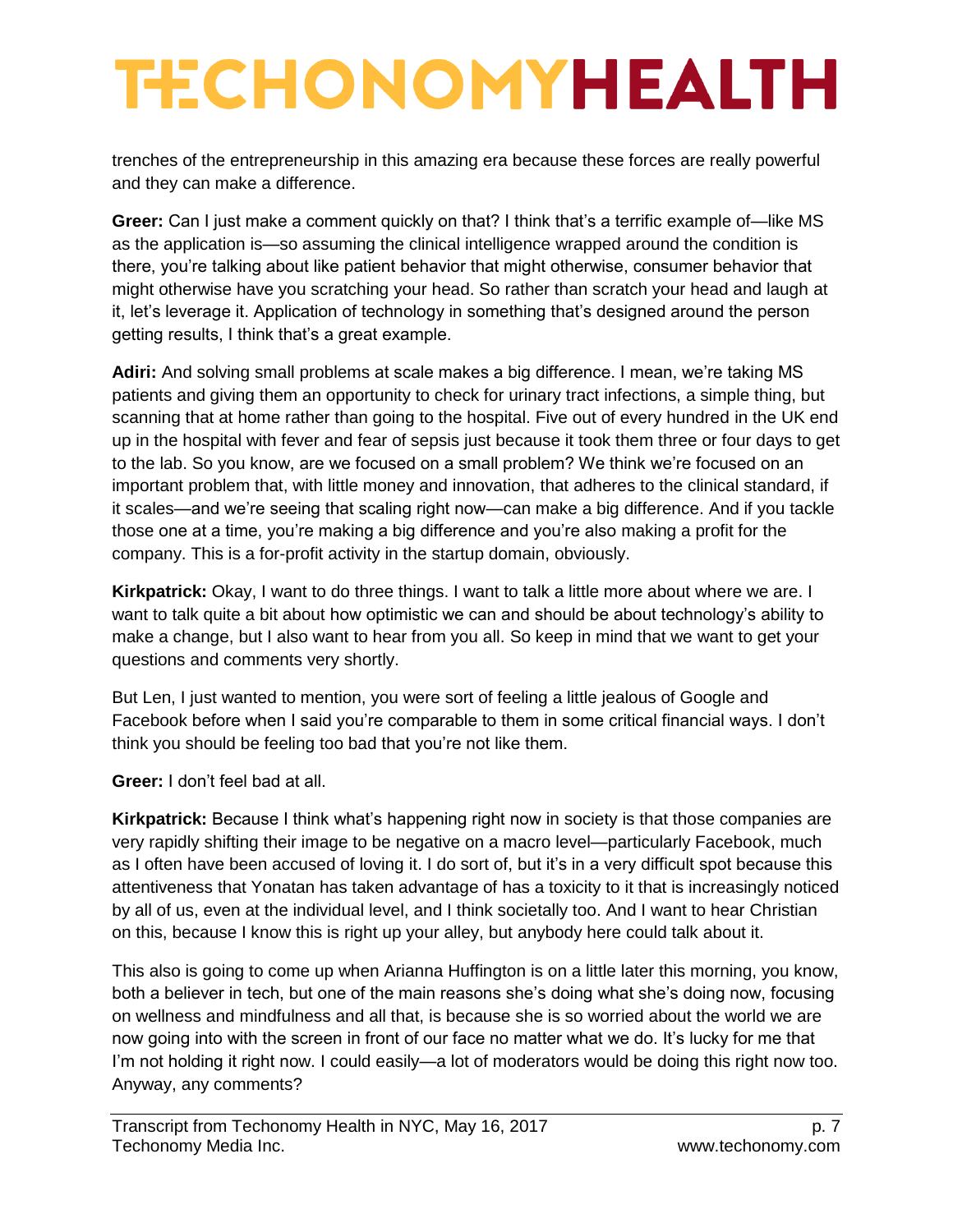trenches of the entrepreneurship in this amazing era because these forces are really powerful and they can make a difference.

**Greer:** Can I just make a comment quickly on that? I think that's a terrific example of—like MS as the application is—so assuming the clinical intelligence wrapped around the condition is there, you're talking about like patient behavior that might otherwise, consumer behavior that might otherwise have you scratching your head. So rather than scratch your head and laugh at it, let's leverage it. Application of technology in something that's designed around the person getting results, I think that's a great example.

**Adiri:** And solving small problems at scale makes a big difference. I mean, we're taking MS patients and giving them an opportunity to check for urinary tract infections, a simple thing, but scanning that at home rather than going to the hospital. Five out of every hundred in the UK end up in the hospital with fever and fear of sepsis just because it took them three or four days to get to the lab. So you know, are we focused on a small problem? We think we're focused on an important problem that, with little money and innovation, that adheres to the clinical standard, if it scales—and we're seeing that scaling right now—can make a big difference. And if you tackle those one at a time, you're making a big difference and you're also making a profit for the company. This is a for-profit activity in the startup domain, obviously.

**Kirkpatrick:** Okay, I want to do three things. I want to talk a little more about where we are. I want to talk quite a bit about how optimistic we can and should be about technology's ability to make a change, but I also want to hear from you all. So keep in mind that we want to get your questions and comments very shortly.

But Len, I just wanted to mention, you were sort of feeling a little jealous of Google and Facebook before when I said you're comparable to them in some critical financial ways. I don't think you should be feeling too bad that you're not like them.

**Greer:** I don't feel bad at all.

**Kirkpatrick:** Because I think what's happening right now in society is that those companies are very rapidly shifting their image to be negative on a macro level—particularly Facebook, much as I often have been accused of loving it. I do sort of, but it's in a very difficult spot because this attentiveness that Yonatan has taken advantage of has a toxicity to it that is increasingly noticed by all of us, even at the individual level, and I think societally too. And I want to hear Christian on this, because I know this is right up your alley, but anybody here could talk about it.

This also is going to come up when Arianna Huffington is on a little later this morning, you know, both a believer in tech, but one of the main reasons she's doing what she's doing now, focusing on wellness and mindfulness and all that, is because she is so worried about the world we are now going into with the screen in front of our face no matter what we do. It's lucky for me that I'm not holding it right now. I could easily—a lot of moderators would be doing this right now too. Anyway, any comments?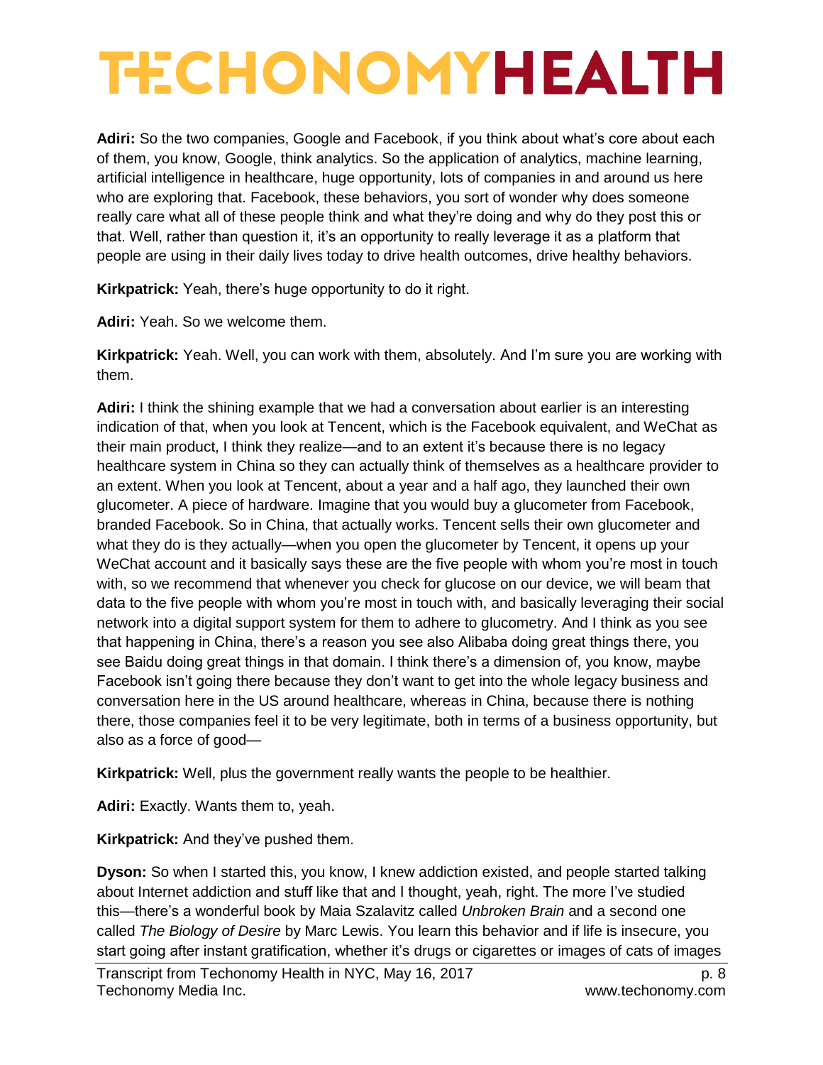**Adiri:** So the two companies, Google and Facebook, if you think about what's core about each of them, you know, Google, think analytics. So the application of analytics, machine learning, artificial intelligence in healthcare, huge opportunity, lots of companies in and around us here who are exploring that. Facebook, these behaviors, you sort of wonder why does someone really care what all of these people think and what they're doing and why do they post this or that. Well, rather than question it, it's an opportunity to really leverage it as a platform that people are using in their daily lives today to drive health outcomes, drive healthy behaviors.

**Kirkpatrick:** Yeah, there's huge opportunity to do it right.

**Adiri:** Yeah. So we welcome them.

**Kirkpatrick:** Yeah. Well, you can work with them, absolutely. And I'm sure you are working with them.

**Adiri:** I think the shining example that we had a conversation about earlier is an interesting indication of that, when you look at Tencent, which is the Facebook equivalent, and WeChat as their main product, I think they realize—and to an extent it's because there is no legacy healthcare system in China so they can actually think of themselves as a healthcare provider to an extent. When you look at Tencent, about a year and a half ago, they launched their own glucometer. A piece of hardware. Imagine that you would buy a glucometer from Facebook, branded Facebook. So in China, that actually works. Tencent sells their own glucometer and what they do is they actually—when you open the glucometer by Tencent, it opens up your WeChat account and it basically says these are the five people with whom you're most in touch with, so we recommend that whenever you check for glucose on our device, we will beam that data to the five people with whom you're most in touch with, and basically leveraging their social network into a digital support system for them to adhere to glucometry. And I think as you see that happening in China, there's a reason you see also Alibaba doing great things there, you see Baidu doing great things in that domain. I think there's a dimension of, you know, maybe Facebook isn't going there because they don't want to get into the whole legacy business and conversation here in the US around healthcare, whereas in China, because there is nothing there, those companies feel it to be very legitimate, both in terms of a business opportunity, but also as a force of good—

**Kirkpatrick:** Well, plus the government really wants the people to be healthier.

**Adiri:** Exactly. Wants them to, yeah.

**Kirkpatrick:** And they've pushed them.

**Dyson:** So when I started this, you know, I knew addiction existed, and people started talking about Internet addiction and stuff like that and I thought, yeah, right. The more I've studied this—there's a wonderful book by Maia Szalavitz called *Unbroken Brain* and a second one called *The Biology of Desire* by Marc Lewis. You learn this behavior and if life is insecure, you start going after instant gratification, whether it's drugs or cigarettes or images of cats of images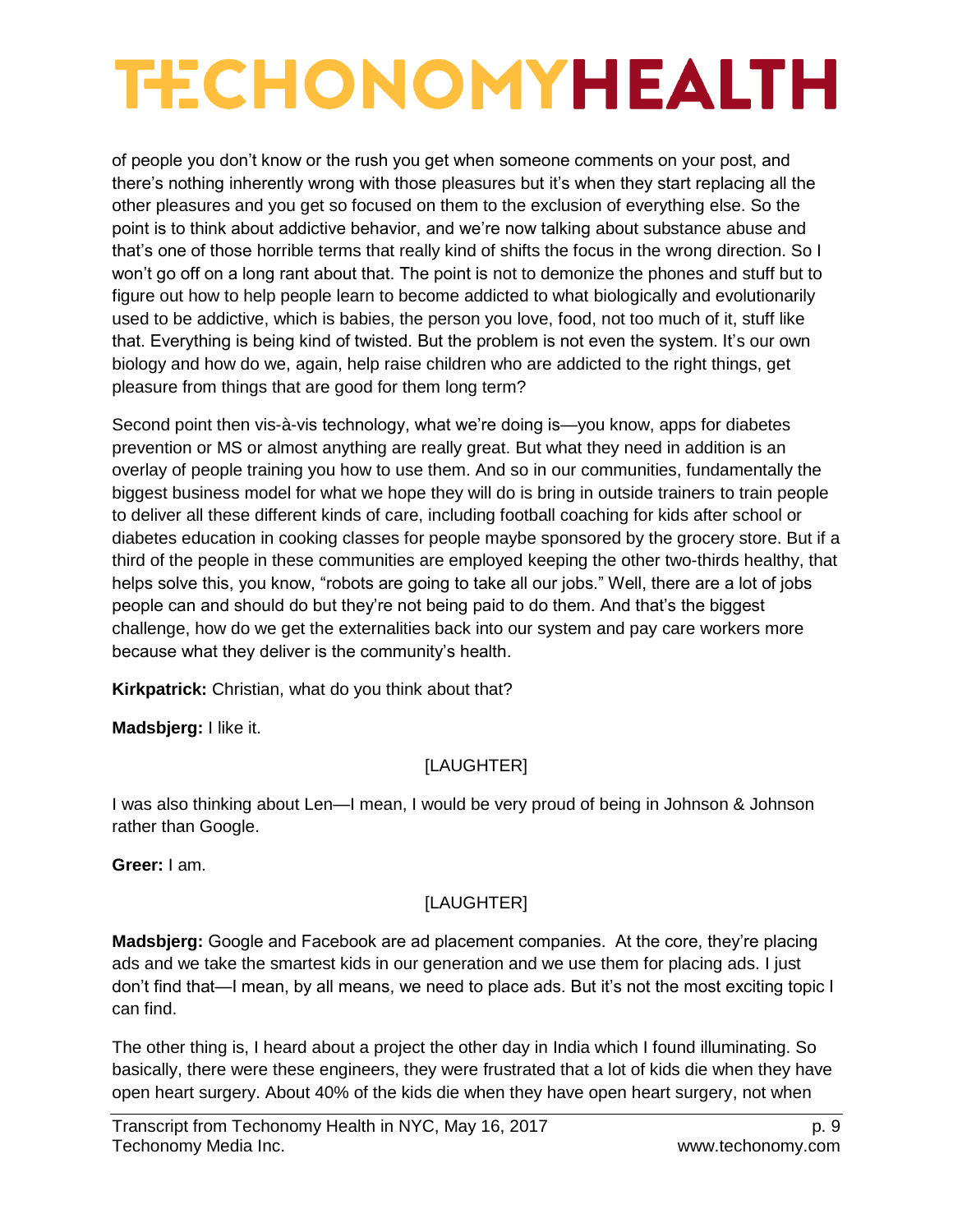of people you don't know or the rush you get when someone comments on your post, and there's nothing inherently wrong with those pleasures but it's when they start replacing all the other pleasures and you get so focused on them to the exclusion of everything else. So the point is to think about addictive behavior, and we're now talking about substance abuse and that's one of those horrible terms that really kind of shifts the focus in the wrong direction. So I won't go off on a long rant about that. The point is not to demonize the phones and stuff but to figure out how to help people learn to become addicted to what biologically and evolutionarily used to be addictive, which is babies, the person you love, food, not too much of it, stuff like that. Everything is being kind of twisted. But the problem is not even the system. It's our own biology and how do we, again, help raise children who are addicted to the right things, get pleasure from things that are good for them long term?

Second point then vis-à-vis technology, what we're doing is—you know, apps for diabetes prevention or MS or almost anything are really great. But what they need in addition is an overlay of people training you how to use them. And so in our communities, fundamentally the biggest business model for what we hope they will do is bring in outside trainers to train people to deliver all these different kinds of care, including football coaching for kids after school or diabetes education in cooking classes for people maybe sponsored by the grocery store. But if a third of the people in these communities are employed keeping the other two-thirds healthy, that helps solve this, you know, "robots are going to take all our jobs." Well, there are a lot of jobs people can and should do but they're not being paid to do them. And that's the biggest challenge, how do we get the externalities back into our system and pay care workers more because what they deliver is the community's health.

**Kirkpatrick:** Christian, what do you think about that?

**Madsbjerg:** I like it.

[LAUGHTER]

I was also thinking about Len—I mean, I would be very proud of being in Johnson & Johnson rather than Google.

**Greer:** I am.

[LAUGHTER]

**Madsbjerg:** Google and Facebook are ad placement companies. At the core, they're placing ads and we take the smartest kids in our generation and we use them for placing ads. I just don't find that—I mean, by all means, we need to place ads. But it's not the most exciting topic I can find.

The other thing is, I heard about a project the other day in India which I found illuminating. So basically, there were these engineers, they were frustrated that a lot of kids die when they have open heart surgery. About 40% of the kids die when they have open heart surgery, not when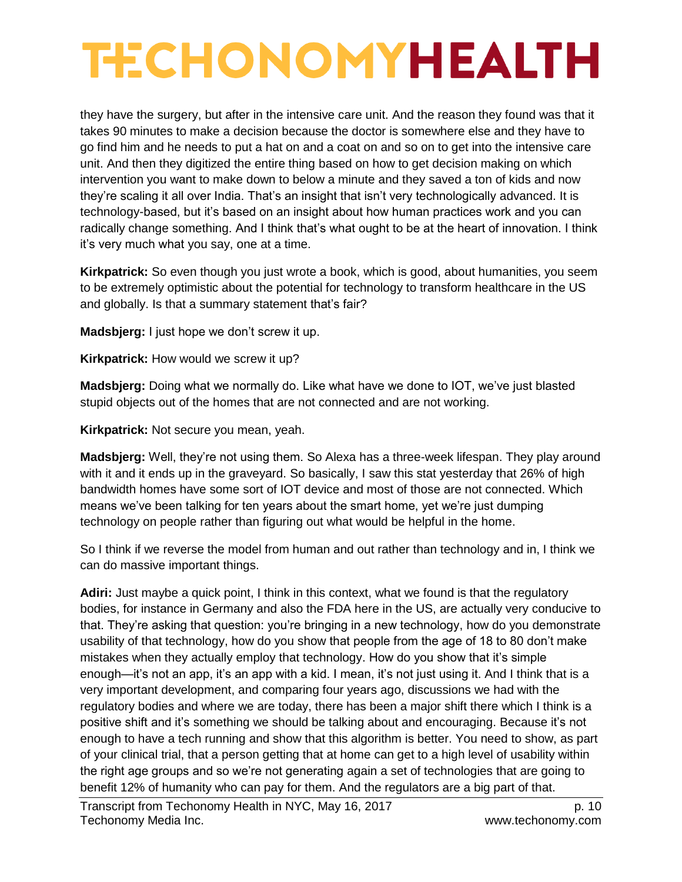they have the surgery, but after in the intensive care unit. And the reason they found was that it takes 90 minutes to make a decision because the doctor is somewhere else and they have to go find him and he needs to put a hat on and a coat on and so on to get into the intensive care unit. And then they digitized the entire thing based on how to get decision making on which intervention you want to make down to below a minute and they saved a ton of kids and now they're scaling it all over India. That's an insight that isn't very technologically advanced. It is technology-based, but it's based on an insight about how human practices work and you can radically change something. And I think that's what ought to be at the heart of innovation. I think it's very much what you say, one at a time.

**Kirkpatrick:** So even though you just wrote a book, which is good, about humanities, you seem to be extremely optimistic about the potential for technology to transform healthcare in the US and globally. Is that a summary statement that's fair?

**Madsbjerg:** I just hope we don't screw it up.

**Kirkpatrick:** How would we screw it up?

**Madsbjerg:** Doing what we normally do. Like what have we done to IOT, we've just blasted stupid objects out of the homes that are not connected and are not working.

**Kirkpatrick:** Not secure you mean, yeah.

**Madsbjerg:** Well, they're not using them. So Alexa has a three-week lifespan. They play around with it and it ends up in the graveyard. So basically, I saw this stat yesterday that 26% of high bandwidth homes have some sort of IOT device and most of those are not connected. Which means we've been talking for ten years about the smart home, yet we're just dumping technology on people rather than figuring out what would be helpful in the home.

So I think if we reverse the model from human and out rather than technology and in, I think we can do massive important things.

**Adiri:** Just maybe a quick point, I think in this context, what we found is that the regulatory bodies, for instance in Germany and also the FDA here in the US, are actually very conducive to that. They're asking that question: you're bringing in a new technology, how do you demonstrate usability of that technology, how do you show that people from the age of 18 to 80 don't make mistakes when they actually employ that technology. How do you show that it's simple enough—it's not an app, it's an app with a kid. I mean, it's not just using it. And I think that is a very important development, and comparing four years ago, discussions we had with the regulatory bodies and where we are today, there has been a major shift there which I think is a positive shift and it's something we should be talking about and encouraging. Because it's not enough to have a tech running and show that this algorithm is better. You need to show, as part of your clinical trial, that a person getting that at home can get to a high level of usability within the right age groups and so we're not generating again a set of technologies that are going to benefit 12% of humanity who can pay for them. And the regulators are a big part of that.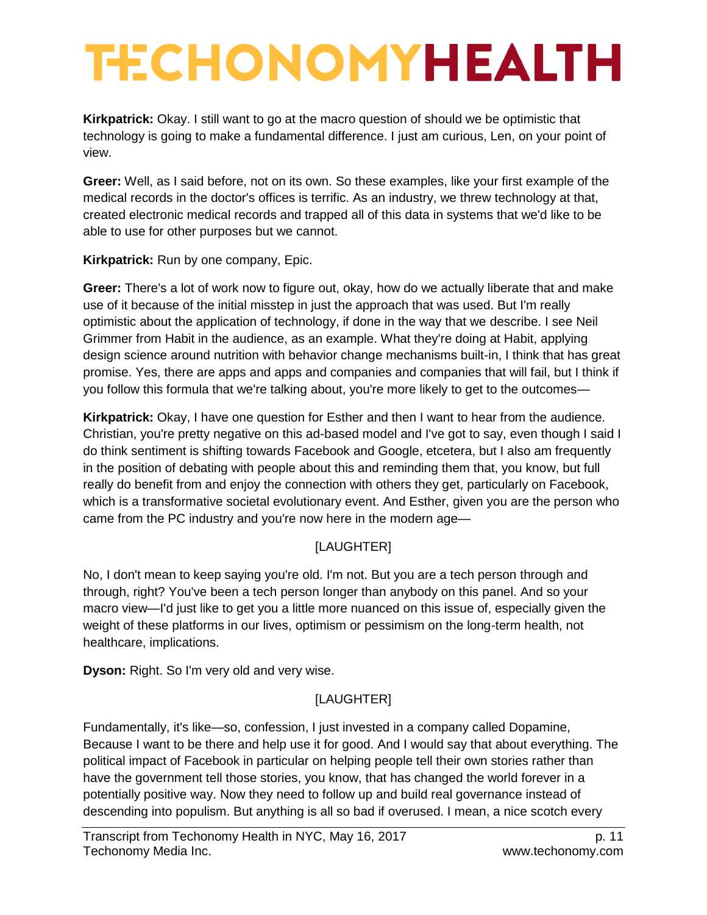**Kirkpatrick:** Okay. I still want to go at the macro question of should we be optimistic that technology is going to make a fundamental difference. I just am curious, Len, on your point of view.

**Greer:** Well, as I said before, not on its own. So these examples, like your first example of the medical records in the doctor's offices is terrific. As an industry, we threw technology at that, created electronic medical records and trapped all of this data in systems that we'd like to be able to use for other purposes but we cannot.

**Kirkpatrick:** Run by one company, Epic.

**Greer:** There's a lot of work now to figure out, okay, how do we actually liberate that and make use of it because of the initial misstep in just the approach that was used. But I'm really optimistic about the application of technology, if done in the way that we describe. I see Neil Grimmer from Habit in the audience, as an example. What they're doing at Habit, applying design science around nutrition with behavior change mechanisms built-in, I think that has great promise. Yes, there are apps and apps and companies and companies that will fail, but I think if you follow this formula that we're talking about, you're more likely to get to the outcomes—

**Kirkpatrick:** Okay, I have one question for Esther and then I want to hear from the audience. Christian, you're pretty negative on this ad-based model and I've got to say, even though I said I do think sentiment is shifting towards Facebook and Google, etcetera, but I also am frequently in the position of debating with people about this and reminding them that, you know, but full really do benefit from and enjoy the connection with others they get, particularly on Facebook, which is a transformative societal evolutionary event. And Esther, given you are the person who came from the PC industry and you're now here in the modern age—

[LAUGHTER]

No, I don't mean to keep saying you're old. I'm not. But you are a tech person through and through, right? You've been a tech person longer than anybody on this panel. And so your macro view—I'd just like to get you a little more nuanced on this issue of, especially given the weight of these platforms in our lives, optimism or pessimism on the long-term health, not healthcare, implications.

**Dyson:** Right. So I'm very old and very wise.

[LAUGHTER]

Fundamentally, it's like—so, confession, I just invested in a company called Dopamine, Because I want to be there and help use it for good. And I would say that about everything. The political impact of Facebook in particular on helping people tell their own stories rather than have the government tell those stories, you know, that has changed the world forever in a potentially positive way. Now they need to follow up and build real governance instead of descending into populism. But anything is all so bad if overused. I mean, a nice scotch every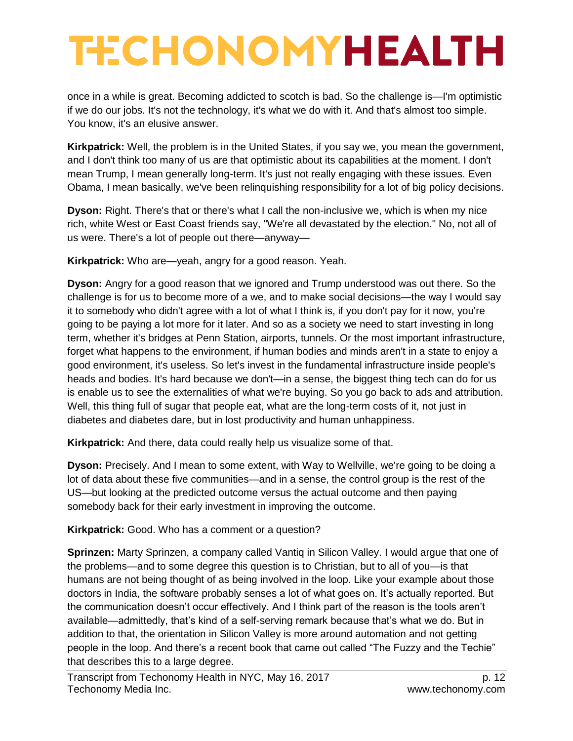once in a while is great. Becoming addicted to scotch is bad. So the challenge is—I'm optimistic if we do our jobs. It's not the technology, it's what we do with it. And that's almost too simple. You know, it's an elusive answer.

**Kirkpatrick:** Well, the problem is in the United States, if you say we, you mean the government, and I don't think too many of us are that optimistic about its capabilities at the moment. I don't mean Trump, I mean generally long-term. It's just not really engaging with these issues. Even Obama, I mean basically, we've been relinquishing responsibility for a lot of big policy decisions.

**Dyson:** Right. There's that or there's what I call the non-inclusive we, which is when my nice rich, white West or East Coast friends say, "We're all devastated by the election." No, not all of us were. There's a lot of people out there—anyway—

**Kirkpatrick:** Who are—yeah, angry for a good reason. Yeah.

**Dyson:** Angry for a good reason that we ignored and Trump understood was out there. So the challenge is for us to become more of a we, and to make social decisions—the way I would say it to somebody who didn't agree with a lot of what I think is, if you don't pay for it now, you're going to be paying a lot more for it later. And so as a society we need to start investing in long term, whether it's bridges at Penn Station, airports, tunnels. Or the most important infrastructure, forget what happens to the environment, if human bodies and minds aren't in a state to enjoy a good environment, it's useless. So let's invest in the fundamental infrastructure inside people's heads and bodies. It's hard because we don't—in a sense, the biggest thing tech can do for us is enable us to see the externalities of what we're buying. So you go back to ads and attribution. Well, this thing full of sugar that people eat, what are the long-term costs of it, not just in diabetes and diabetes dare, but in lost productivity and human unhappiness.

**Kirkpatrick:** And there, data could really help us visualize some of that.

**Dyson:** Precisely. And I mean to some extent, with Way to Wellville, we're going to be doing a lot of data about these five communities—and in a sense, the control group is the rest of the US—but looking at the predicted outcome versus the actual outcome and then paying somebody back for their early investment in improving the outcome.

**Kirkpatrick:** Good. Who has a comment or a question?

**Sprinzen:** Marty Sprinzen, a company called Vantiq in Silicon Valley. I would argue that one of the problems—and to some degree this question is to Christian, but to all of you—is that humans are not being thought of as being involved in the loop. Like your example about those doctors in India, the software probably senses a lot of what goes on. It's actually reported. But the communication doesn't occur effectively. And I think part of the reason is the tools aren't available—admittedly, that's kind of a self-serving remark because that's what we do. But in addition to that, the orientation in Silicon Valley is more around automation and not getting people in the loop. And there's a recent book that came out called "The Fuzzy and the Techie" that describes this to a large degree.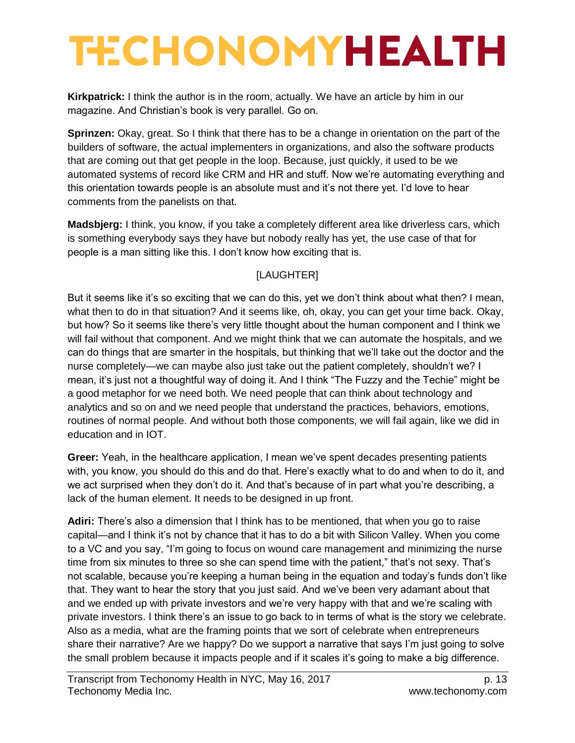**Kirkpatrick:** I think the author is in the room, actually. We have an article by him in our magazine. And Christian's book is very parallel. Go on.

**Sprinzen:** Okay, great. So I think that there has to be a change in orientation on the part of the builders of software, the actual implementers in organizations, and also the software products that are coming out that get people in the loop. Because, just quickly, it used to be we automated systems of record like CRM and HR and stuff. Now we're automating everything and this orientation towards people is an absolute must and it's not there yet. I'd love to hear comments from the panelists on that.

**Madsbjerg:** I think, you know, if you take a completely different area like driverless cars, which is something everybody says they have but nobody really has yet, the use case of that for people is a man sitting like this. I don't know how exciting that is.

[LAUGHTER]

But it seems like it's so exciting that we can do this, yet we don't think about what then? I mean, what then to do in that situation? And it seems like, oh, okay, you can get your time back. Okay, but how? So it seems like there's very little thought about the human component and I think we will fail without that component. And we might think that we can automate the hospitals, and we can do things that are smarter in the hospitals, but thinking that we'll take out the doctor and the nurse completely—we can maybe also just take out the patient completely, shouldn't we? I mean, it's just not a thoughtful way of doing it. And I think "The Fuzzy and the Techie" might be a good metaphor for we need both. We need people that can think about technology and analytics and so on and we need people that understand the practices, behaviors, emotions, routines of normal people. And without both those components, we will fail again, like we did in education and in IOT.

**Greer:** Yeah, in the healthcare application, I mean we've spent decades presenting patients with, you know, you should do this and do that. Here's exactly what to do and when to do it, and we act surprised when they don't do it. And that's because of in part what you're describing, a lack of the human element. It needs to be designed in up front.

**Adiri:** There's also a dimension that I think has to be mentioned, that when you go to raise capital—and I think it's not by chance that it has to do a bit with Silicon Valley. When you come to a VC and you say, "I'm going to focus on wound care management and minimizing the nurse time from six minutes to three so she can spend time with the patient," that's not sexy. That's not scalable, because you're keeping a human being in the equation and today's funds don't like that. They want to hear the story that you just said. And we've been very adamant about that and we ended up with private investors and we're very happy with that and we're scaling with private investors. I think there's an issue to go back to in terms of what is the story we celebrate. Also as a media, what are the framing points that we sort of celebrate when entrepreneurs share their narrative? Are we happy? Do we support a narrative that says I'm just going to solve the small problem because it impacts people and if it scales it's going to make a big difference.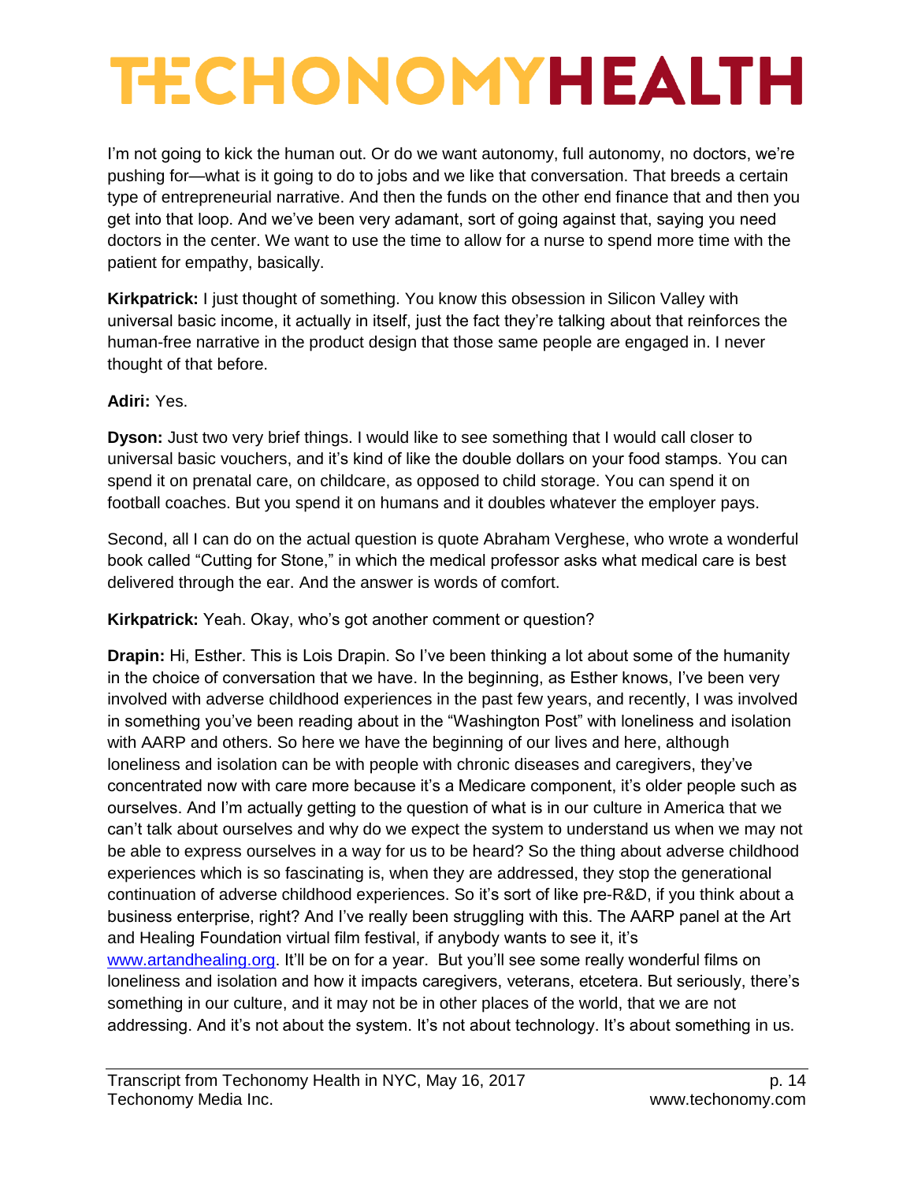I'm not going to kick the human out. Or do we want autonomy, full autonomy, no doctors, we're pushing for—what is it going to do to jobs and we like that conversation. That breeds a certain type of entrepreneurial narrative. And then the funds on the other end finance that and then you get into that loop. And we've been very adamant, sort of going against that, saying you need doctors in the center. We want to use the time to allow for a nurse to spend more time with the patient for empathy, basically.

**Kirkpatrick:** I just thought of something. You know this obsession in Silicon Valley with universal basic income, it actually in itself, just the fact they're talking about that reinforces the human-free narrative in the product design that those same people are engaged in. I never thought of that before.

**Adiri:** Yes.

**Dyson:** Just two very brief things. I would like to see something that I would call closer to universal basic vouchers, and it's kind of like the double dollars on your food stamps. You can spend it on prenatal care, on childcare, as opposed to child storage. You can spend it on football coaches. But you spend it on humans and it doubles whatever the employer pays.

Second, all I can do on the actual question is quote Abraham Verghese, who wrote a wonderful book called "Cutting for Stone," in which the medical professor asks what medical care is best delivered through the ear. And the answer is words of comfort.

**Kirkpatrick:** Yeah. Okay, who's got another comment or question?

**Drapin:** Hi, Esther. This is Lois Drapin. So I've been thinking a lot about some of the humanity in the choice of conversation that we have. In the beginning, as Esther knows, I've been very involved with adverse childhood experiences in the past few years, and recently, I was involved in something you've been reading about in the "Washington Post" with loneliness and isolation with AARP and others. So here we have the beginning of our lives and here, although loneliness and isolation can be with people with chronic diseases and caregivers, they've concentrated now with care more because it's a Medicare component, it's older people such as ourselves. And I'm actually getting to the question of what is in our culture in America that we can't talk about ourselves and why do we expect the system to understand us when we may not be able to express ourselves in a way for us to be heard? So the thing about adverse childhood experiences which is so fascinating is, when they are addressed, they stop the generational continuation of adverse childhood experiences. So it's sort of like pre-R&D, if you think about a business enterprise, right? And I've really been struggling with this. The AARP panel at the Art and Healing Foundation virtual film festival, if anybody wants to see it, it's [www.artandhealing.org](http://www.artandhealing.org). It'll be on for a year. But you'll see some really wonderful films on loneliness and isolation and how it impacts caregivers, veterans, etcetera. But seriously, there's something in our culture, and it may not be in other places of the world, that we are not addressing. And it's not about the system. It's not about technology. It's about something in us.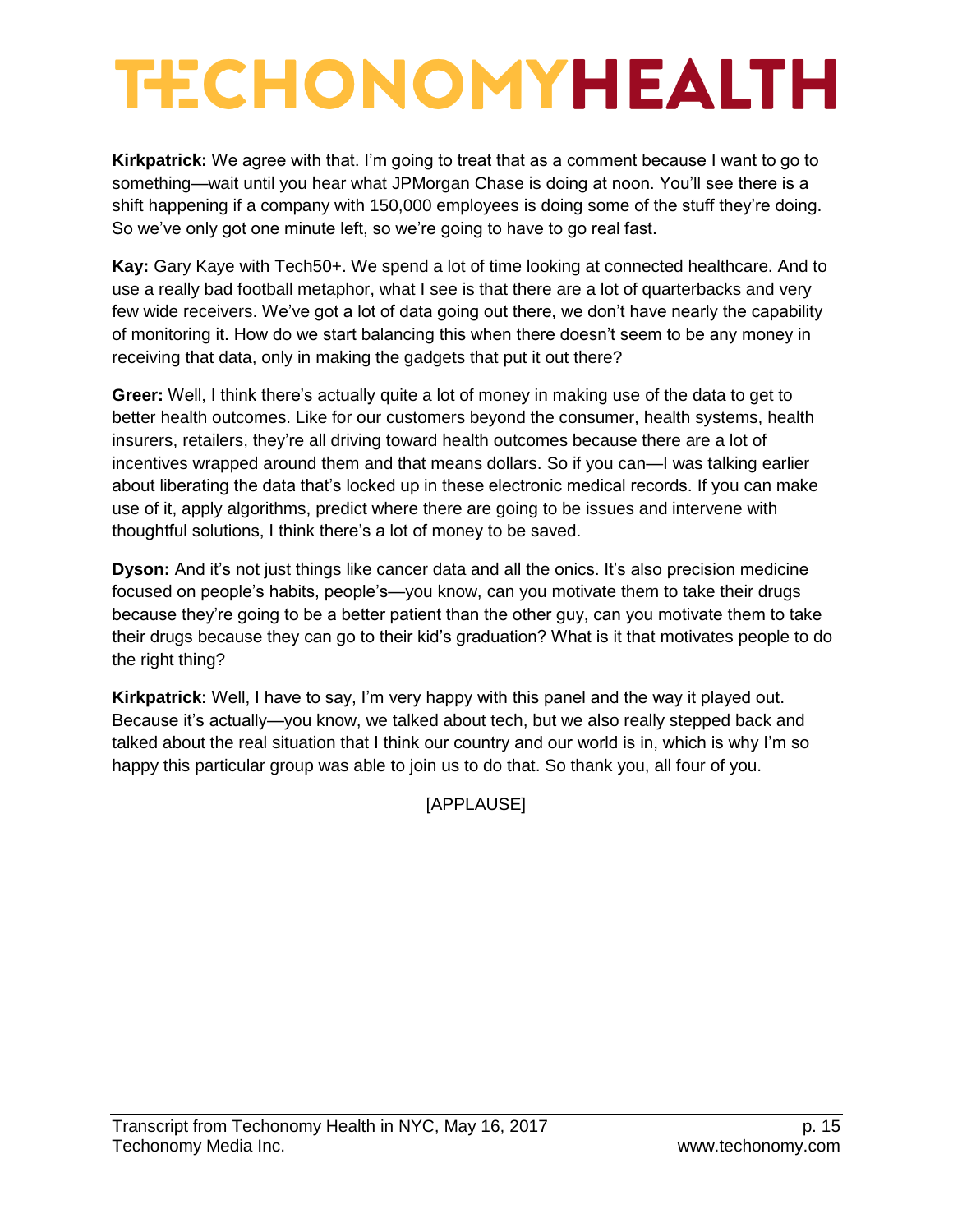**Kirkpatrick:** We agree with that. I'm going to treat that as a comment because I want to go to something—wait until you hear what JPMorgan Chase is doing at noon. You'll see there is a shift happening if a company with 150,000 employees is doing some of the stuff they're doing. So we've only got one minute left, so we're going to have to go real fast.

**Kay:** Gary Kaye with Tech50+. We spend a lot of time looking at connected healthcare. And to use a really bad football metaphor, what I see is that there are a lot of quarterbacks and very few wide receivers. We've got a lot of data going out there, we don't have nearly the capability of monitoring it. How do we start balancing this when there doesn't seem to be any money in receiving that data, only in making the gadgets that put it out there?

**Greer:** Well, I think there's actually quite a lot of money in making use of the data to get to better health outcomes. Like for our customers beyond the consumer, health systems, health insurers, retailers, they're all driving toward health outcomes because there are a lot of incentives wrapped around them and that means dollars. So if you can—I was talking earlier about liberating the data that's locked up in these electronic medical records. If you can make use of it, apply algorithms, predict where there are going to be issues and intervene with thoughtful solutions, I think there's a lot of money to be saved.

**Dyson:** And it's not just things like cancer data and all the onics. It's also precision medicine focused on people's habits, people's—you know, can you motivate them to take their drugs because they're going to be a better patient than the other guy, can you motivate them to take their drugs because they can go to their kid's graduation? What is it that motivates people to do the right thing?

**Kirkpatrick:** Well, I have to say, I'm very happy with this panel and the way it played out. Because it's actually—you know, we talked about tech, but we also really stepped back and talked about the real situation that I think our country and our world is in, which is why I'm so happy this particular group was able to join us to do that. So thank you, all four of you.

[APPLAUSE]